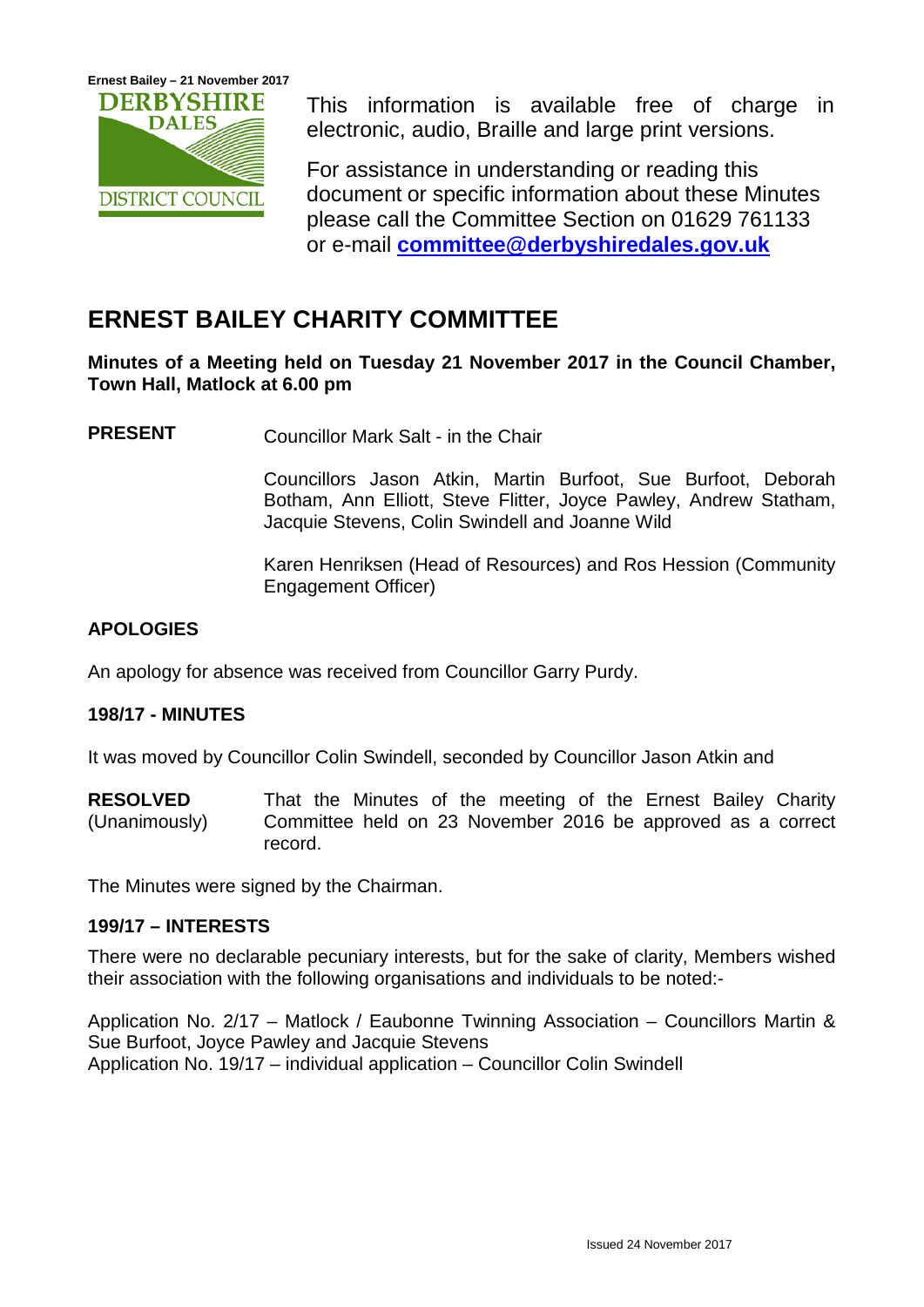This information is available free of charge in electronic, audio, Braille and large print versions.

For assistance in understanding or reading this document or specific information about these Minutes please call the Committee Section on 01629 761133 or e-mail **committee@derbyshiredales.gov.uk**

# ERNEST BAILEY CHARITY COMMITTEE

**Minutes of a Meeting held on Tuesday 21 November 2017 in the Council Chamber, Town Hall, Matlock at 6.00 pm**

**PRESENT** Councillor Mark Salt - in the Chair

Councillors Jason Atkin, Martin Burfoot, Sue Burfoot, Deborah Botham, Ann Elliott, Steve Flitter, Joyce Pawley, Andrew Statham, Jacquie Stevens, Colin Swindell and Joanne Wild

Karen Henriksen (Head of Resources) and Ros Hession (Community Engagement Officer)

## APOLOGIES

An apology for absence was received from Councillor Garry Purdy.

## 198/17 - MINUTES

It was moved by Councillor Colin Swindell, seconded by Councillor Jason Atkin and

**RESOLVED** (Unanimously) That the Minutes of the meeting of the Ernest Bailey Charity Committee held on 23 November 2016 be approved as a correct record.

The Minutes were signed by the Chairman.

## 199/17 – INTERESTS

There were no declarable pecuniary interests, but for the sake of clarity, Members wished their association with the following organisations and individuals to be noted:-

Application No. 2/17 – Matlock / Eaubonne Twinning Association – Councillors Martin & Sue Burfoot, Joyce Pawley and Jacquie Stevens
Application No. 19/17 – individual application – Councillor Colin Swindell

Issued 24 November 2017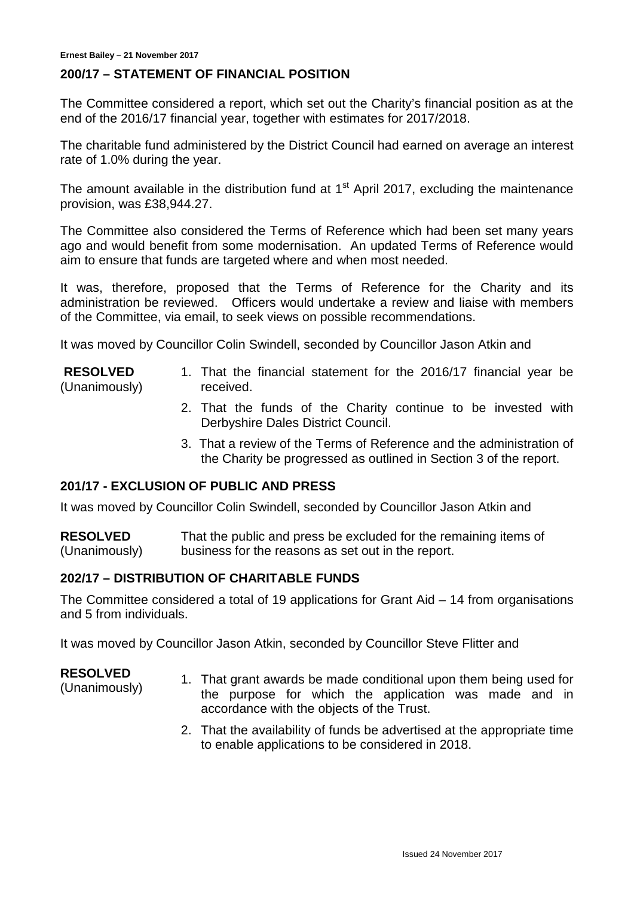## 200/17 – STATEMENT OF FINANCIAL POSITION

The Committee considered a report, which set out the Charity's financial position as at the end of the 2016/17 financial year, together with estimates for 2017/2018.

The charitable fund administered by the District Council had earned on average an interest rate of 1.0% during the year.

The amount available in the distribution fund at 1st April 2017, excluding the maintenance provision, was £38,944.27.

The Committee also considered the Terms of Reference which had been set many years ago and would benefit from some modernisation. An updated Terms of Reference would aim to ensure that funds are targeted where and when most needed.

It was, therefore, proposed that the Terms of Reference for the Charity and its administration be reviewed. Officers would undertake a review and liaise with members of the Committee, via email, to seek views on possible recommendations.

It was moved by Councillor Colin Swindell, seconded by Councillor Jason Atkin and

**RESOLVED** (Unanimously)

1. That the financial statement for the 2016/17 financial year be received.
2. That the funds of the Charity continue to be invested with Derbyshire Dales District Council.
3. That a review of the Terms of Reference and the administration of the Charity be progressed as outlined in Section 3 of the report.

## 201/17 - EXCLUSION OF PUBLIC AND PRESS

It was moved by Councillor Colin Swindell, seconded by Councillor Jason Atkin and

**RESOLVED** (Unanimously)

That the public and press be excluded for the remaining items of business for the reasons as set out in the report.

## 202/17 – DISTRIBUTION OF CHARITABLE FUNDS

The Committee considered a total of 19 applications for Grant Aid – 14 from organisations and 5 from individuals.

It was moved by Councillor Jason Atkin, seconded by Councillor Steve Flitter and

**RESOLVED** (Unanimously)

1. That grant awards be made conditional upon them being used for the purpose for which the application was made and in accordance with the objects of the Trust.
2. That the availability of funds be advertised at the appropriate time to enable applications to be considered in 2018.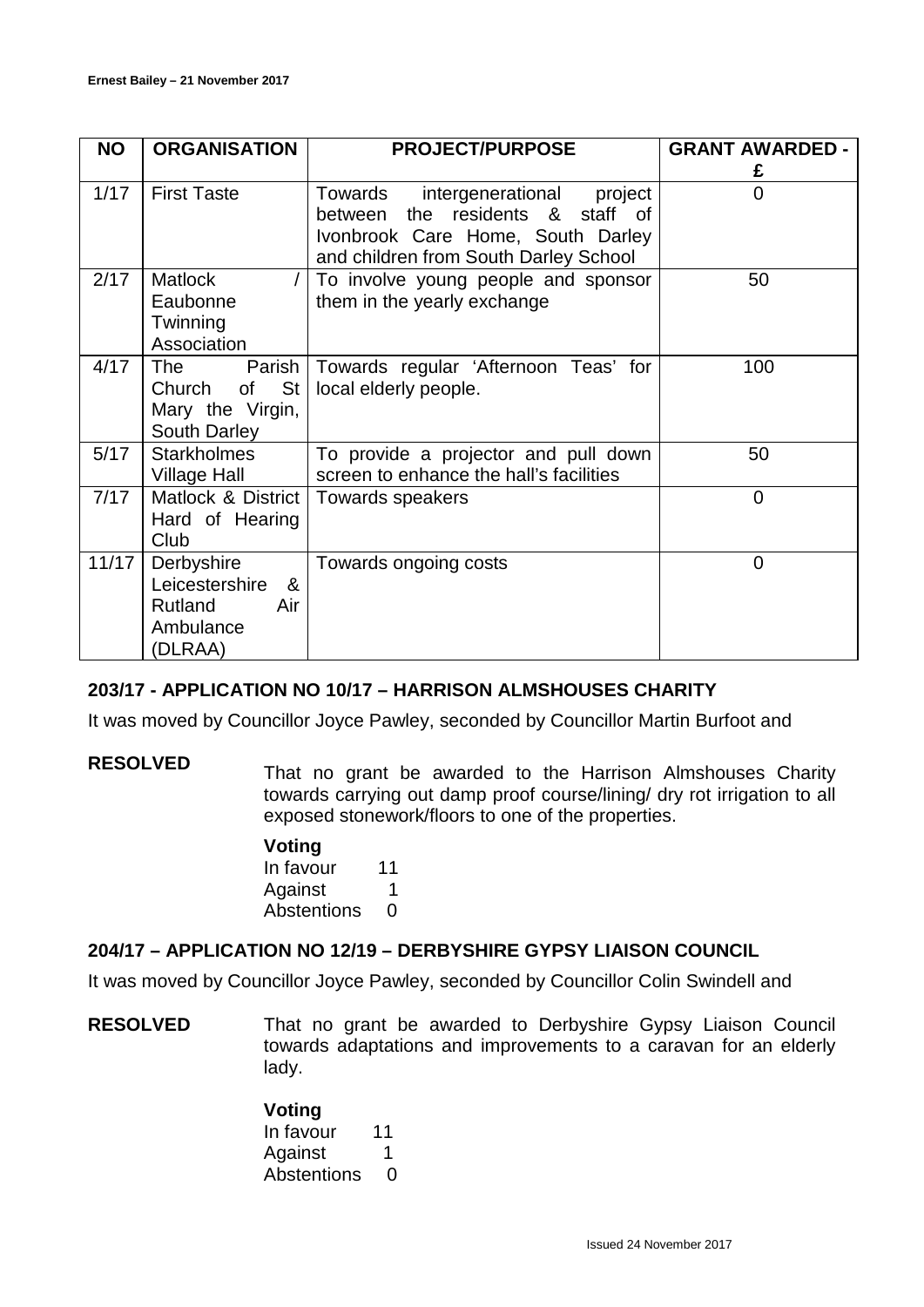| NO | ORGANISATION | PROJECT/PURPOSE | GRANT AWARDED - £ |
|---|---|---|---|
| 1/17 | First Taste | Towards intergenerational project between the residents & staff of Ivonbrook Care Home, South Darley and children from South Darley School | 0 |
| 2/17 | Matlock / Eaubonne Twinning Association | To involve young people and sponsor them in the yearly exchange | 50 |
| 4/17 | The Parish Church of St Mary the Virgin, South Darley | Towards regular 'Afternoon Teas' for local elderly people. | 100 |
| 5/17 | Starkholmes Village Hall | To provide a projector and pull down screen to enhance the hall's facilities | 50 |
| 7/17 | Matlock & District Hard of Hearing Club | Towards speakers | 0 |
| 11/17 | Derbyshire Leicestershire & Rutland Air Ambulance (DLRAA) | Towards ongoing costs | 0 |

### 203/17 - APPLICATION NO 10/17 – HARRISON ALMSHOUSES CHARITY

It was moved by Councillor Joyce Pawley, seconded by Councillor Martin Burfoot and

**RESOLVED** That no grant be awarded to the Harrison Almshouses Charity towards carrying out damp proof course/lining/ dry rot irrigation to all exposed stonework/floors to one of the properties.

**Voting**
In favour 11
Against 1
Abstentions 0

### 204/17 – APPLICATION NO 12/19 – DERBYSHIRE GYPSY LIAISON COUNCIL

It was moved by Councillor Joyce Pawley, seconded by Councillor Colin Swindell and

**RESOLVED** That no grant be awarded to Derbyshire Gypsy Liaison Council towards adaptations and improvements to a caravan for an elderly lady.

**Voting**
In favour 11
Against 1
Abstentions 0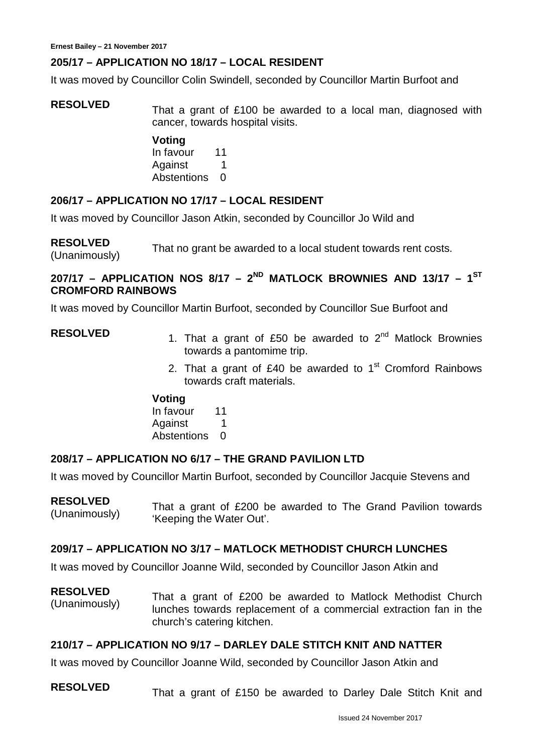## 205/17 – APPLICATION NO 18/17 – LOCAL RESIDENT

It was moved by Councillor Colin Swindell, seconded by Councillor Martin Burfoot and

**RESOLVED**

That a grant of £100 be awarded to a local man, diagnosed with cancer, towards hospital visits.

**Voting**

| | |
|---|---|
| In favour | 11 |
| Against | 1 |
| Abstentions | 0 |

## 206/17 – APPLICATION NO 17/17 – LOCAL RESIDENT

It was moved by Councillor Jason Atkin, seconded by Councillor Jo Wild and

**RESOLVED**
(Unanimously)

That no grant be awarded to a local student towards rent costs.

## 207/17 – APPLICATION NOS 8/17 – 2ND MATLOCK BROWNIES AND 13/17 – 1ST CROMFORD RAINBOWS

It was moved by Councillor Martin Burfoot, seconded by Councillor Sue Burfoot and

**RESOLVED**

1. That a grant of £50 be awarded to 2nd Matlock Brownies towards a pantomime trip.
2. That a grant of £40 be awarded to 1st Cromford Rainbows towards craft materials.

**Voting**

| | |
|---|---|
| In favour | 11 |
| Against | 1 |
| Abstentions | 0 |

## 208/17 – APPLICATION NO 6/17 – THE GRAND PAVILION LTD

It was moved by Councillor Martin Burfoot, seconded by Councillor Jacquie Stevens and

**RESOLVED**
(Unanimously)

That a grant of £200 be awarded to The Grand Pavilion towards 'Keeping the Water Out'.

## 209/17 – APPLICATION NO 3/17 – MATLOCK METHODIST CHURCH LUNCHES

It was moved by Councillor Joanne Wild, seconded by Councillor Jason Atkin and

**RESOLVED**
(Unanimously)

That a grant of £200 be awarded to Matlock Methodist Church lunches towards replacement of a commercial extraction fan in the church's catering kitchen.

## 210/17 – APPLICATION NO 9/17 – DARLEY DALE STITCH KNIT AND NATTER

It was moved by Councillor Joanne Wild, seconded by Councillor Jason Atkin and

**RESOLVED**

That a grant of £150 be awarded to Darley Dale Stitch Knit and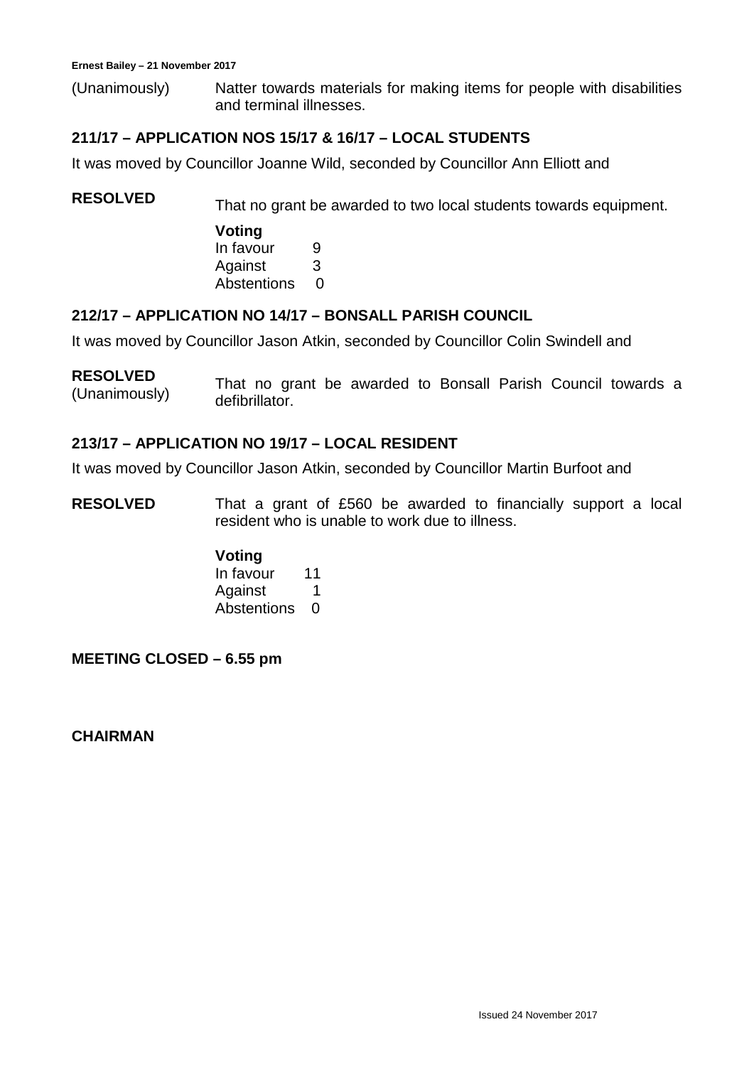(Unanimously) Natter towards materials for making items for people with disabilities and terminal illnesses.

## 211/17 – APPLICATION NOS 15/17 & 16/17 – LOCAL STUDENTS

It was moved by Councillor Joanne Wild, seconded by Councillor Ann Elliott and

**RESOLVED** That no grant be awarded to two local students towards equipment.

**Voting**

| | |
|---|---|
| In favour | 9 |
| Against | 3 |
| Abstentions | 0 |

## 212/17 – APPLICATION NO 14/17 – BONSALL PARISH COUNCIL

It was moved by Councillor Jason Atkin, seconded by Councillor Colin Swindell and

**RESOLVED** (Unanimously) That no grant be awarded to Bonsall Parish Council towards a defibrillator.

## 213/17 – APPLICATION NO 19/17 – LOCAL RESIDENT

It was moved by Councillor Jason Atkin, seconded by Councillor Martin Burfoot and

**RESOLVED** That a grant of £560 be awarded to financially support a local resident who is unable to work due to illness.

**Voting**

| | |
|---|---|
| In favour | 11 |
| Against | 1 |
| Abstentions | 0 |

**MEETING CLOSED – 6.55 pm**

**CHAIRMAN**

Issued 24 November 2017